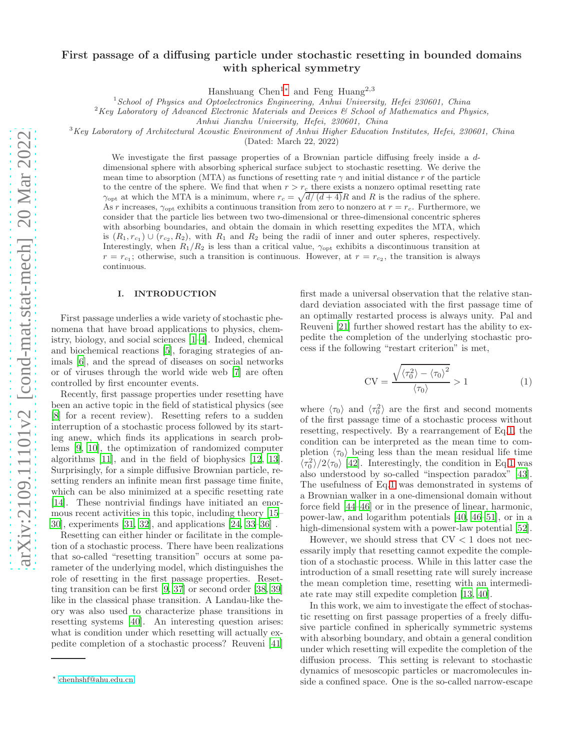# First passage of a diffusing particle under stochastic resetting in bounded domains with spherical symmetry

Hanshuang Chen[1,*] and Feng Huang[2,3]

[1] *School of Physics and Optoelectronics Engineering, Anhui University, Hefei 230601, China*
[2] *Key Laboratory of Advanced Electronic Materials and Devices & School of Mathematics and Physics, Anhui Jianzhu University, Hefei, 230601, China*
[3] *Key Laboratory of Architectural Acoustic Environment of Anhui Higher Education Institutes, Hefei, 230601, China*

(Dated: March 22, 2022)

We investigate the first passage properties of a Brownian particle diffusing freely inside a $d$-dimensional sphere with absorbing spherical surface subject to stochastic resetting. We derive the mean time to absorption (MTA) as functions of resetting rate $\gamma$ and initial distance $r$ of the particle to the centre of the sphere. We find that when $r > r_c$ there exists a nonzero optimal resetting rate $\gamma_{\rm opt}$ at which the MTA is a minimum, where $r_c = \sqrt{d/(d+4)}R$ and $R$ is the radius of the sphere. As $r$ increases, $\gamma_{\rm opt}$ exhibits a continuous transition from zero to nonzero at $r = r_c$. Furthermore, we consider that the particle lies between two two-dimensional or three-dimensional concentric spheres with absorbing boundaries, and obtain the domain in which resetting expedites the MTA, which is $(R_1, r_{c_1}) \cup (r_{c_2}, R_2)$, with $R_1$ and $R_2$ being the radii of inner and outer spheres, respectively. Interestingly, when $R_1/R_2$ is less than a critical value, $\gamma_{\rm opt}$ exhibits a discontinuous transition at $r = r_{c_1}$; otherwise, such a transition is continuous. However, at $r = r_{c_2}$, the transition is always continuous.

## I. INTRODUCTION

First passage underlies a wide variety of stochastic phenomena that have broad applications to physics, chemistry, biology, and social sciences [1–4]. Indeed, chemical and biochemical reactions [5], foraging strategies of animals [6], and the spread of diseases on social networks or of viruses through the world wide web [7] are often controlled by first encounter events.

Recently, first passage properties under resetting have been an active topic in the field of statistical physics (see [8] for a recent review). Resetting refers to a sudden interruption of a stochastic process followed by its starting anew, which finds its applications in search problems [9, 10], the optimization of randomized computer algorithms [11], and in the field of biophysics [12, 13]. Surprisingly, for a simple diffusive Brownian particle, resetting renders an infinite mean first passage time finite, which can be also minimized at a specific resetting rate [14]. These nontrivial findings have initiated an enormous recent activities in this topic, including theory [15–30], experiments [31, 32], and applications [24, 33–36] .

Resetting can either hinder or facilitate in the completion of a stochastic process. There have been realizations that so-called "resetting transition" occurs at some parameter of the underlying model, which distinguishes the role of resetting in the first passage properties. Resetting transition can be first [9, 37] or second order [38, 39] like in the classical phase transition. A Landau-like theory was also used to characterize phase transitions in resetting systems [40]. An interesting question arises: what is condition under which resetting will actually expedite completion of a stochastic process? Reuveni [41] first made a universal observation that the relative standard deviation associated with the first passage time of an optimally restarted process is always unity. Pal and Reuveni [21] further showed restart has the ability to expedite the completion of the underlying stochastic process if the following "restart criterion" is met,

$$\mathrm{CV} = \frac{\sqrt{\langle \tau_0^2 \rangle - \langle \tau_0 \rangle^2}}{\langle \tau_0 \rangle} > 1 \tag{1}$$

where $\langle \tau_0 \rangle$ and $\langle \tau_0^2 \rangle$ are the first and second moments of the first passage time of a stochastic process without resetting, respectively. By a rearrangement of Eq.1, the condition can be interpreted as the mean time to completion $\langle \tau_0 \rangle$ being less than the mean residual life time $\langle \tau_0^2 \rangle / 2\langle \tau_0 \rangle$ [42]. Interestingly, the condition in Eq.1 was also understood by so-called "inspection paradox" [43]. The usefulness of Eq.1 was demonstrated in systems of a Brownian walker in a one-dimensional domain without force field [44–46] or in the presence of linear, harmonic, power-law, and logarithm potentials [40, 46–51], or in a high-dimensional system with a power-law potential [52].

However, we should stress that CV < 1 does not necessarily imply that resetting cannot expedite the completion of a stochastic process. While in this latter case the introduction of a small resetting rate will surely increase the mean completion time, resetting with an intermediate rate may still expedite completion [13, 40].

In this work, we aim to investigate the effect of stochastic resetting on first passage properties of a freely diffusive particle confined in spherically symmetric systems with absorbing boundary, and obtain a general condition under which resetting will expedite the completion of the diffusion process. This setting is relevant to stochastic dynamics of mesoscopic particles or macromolecules inside a confined space. One is the so-called narrow-escape

* chenhshf@ahu.edu.cn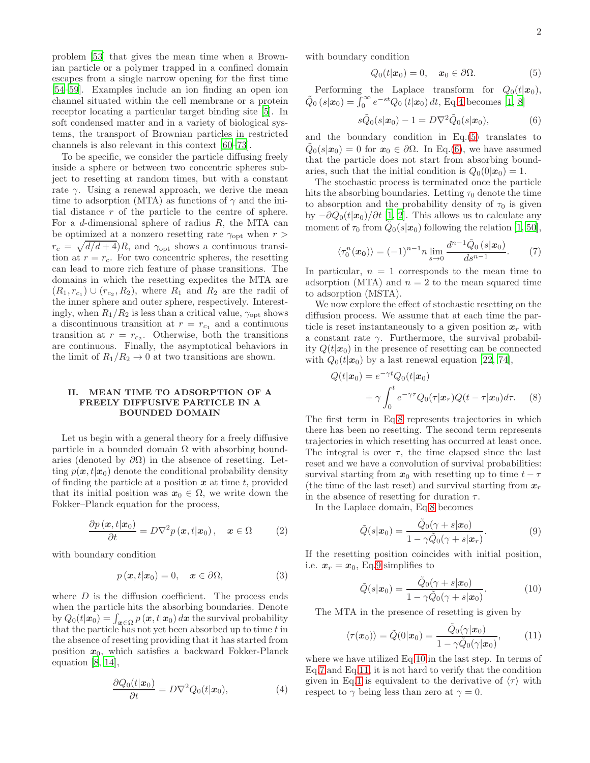problem [53] that gives the mean time when a Brownian particle or a polymer trapped in a confined domain escapes from a single narrow opening for the first time [54–59]. Examples include an ion finding an open ion channel situated within the cell membrane or a protein receptor locating a particular target binding site [5]. In soft condensed matter and in a variety of biological systems, the transport of Brownian particles in restricted channels is also relevant in this context [60–73].

To be specific, we consider the particle diffusing freely inside a sphere or between two concentric spheres subject to resetting at random times, but with a constant rate $\gamma$. Using a renewal approach, we derive the mean time to absorption (MTA) as functions of $\gamma$ and the initial distance $r$ of the particle to the centre of sphere. For a $d$-dimensional sphere of radius $R$, the MTA can be optimized at a nonzero resetting rate $\gamma_{\rm opt}$ when $r > r_c = \sqrt{d/d+4})R$, and $\gamma_{\rm opt}$ shows a continuous transition at $r = r_c$. For two concentric spheres, the resetting can lead to more rich feature of phase transitions. The domains in which the resetting expedites the MTA are $(R_1, r_{c_1}) \cup (r_{c_2}, R_2)$, where $R_1$ and $R_2$ are the radii of the inner sphere and outer sphere, respectively. Interestingly, when $R_1/R_2$ is less than a critical value, $\gamma_{\rm opt}$ shows a discontinuous transition at $r = r_{c_1}$ and a continuous transition at $r = r_{c_2}$. Otherwise, both the transitions are continuous. Finally, the asymptotical behaviors in the limit of $R_1/R_2 \to 0$ at two transitions are shown.

## II. MEAN TIME TO ADSORPTION OF A FREELY DIFFUSIVE PARTICLE IN A BOUNDED DOMAIN

Let us begin with a general theory for a freely diffusive particle in a bounded domain $\Omega$ with absorbing boundaries (denoted by $\partial\Omega$) in the absence of resetting. Letting $p(\boldsymbol{x}, t|\boldsymbol{x}_0)$ denote the conditional probability density of finding the particle at a position $\boldsymbol{x}$ at time $t$, provided that its initial position was $\boldsymbol{x}_0 \in \Omega$, we write down the Fokker–Planck equation for the process,

$$\frac{\partial p\left(\boldsymbol{x}, t|\boldsymbol{x}_0\right)}{\partial t} = D\nabla^2 p\left(\boldsymbol{x}, t|\boldsymbol{x}_0\right), \quad \boldsymbol{x} \in \Omega \tag{2}$$

with boundary condition

$$p\left(\boldsymbol{x}, t|\boldsymbol{x}_0\right) = 0, \quad \boldsymbol{x} \in \partial\Omega, \tag{3}$$

where $D$ is the diffusion coefficient. The process ends when the particle hits the absorbing boundaries. Denote by $Q_0(t|\boldsymbol{x}_0) = \int_{\boldsymbol{x}\in\Omega} p\left(\boldsymbol{x}, t|\boldsymbol{x}_0\right) d\boldsymbol{x}$ the survival probability that the particle has not yet been absorbed up to time $t$ in the absence of resetting providing that it has started from position $\boldsymbol{x}_0$, which satisfies a backward Fokker-Planck equation [8, 14],

$$\frac{\partial Q_0(t|\boldsymbol{x}_0)}{\partial t} = D\nabla^2 Q_0(t|\boldsymbol{x}_0), \tag{4}$$

with boundary condition

$$Q_0(t|\boldsymbol{x}_0) = 0, \quad \boldsymbol{x}_0 \in \partial\Omega. \tag{5}$$

Performing the Laplace transform for $Q_0(t|\boldsymbol{x}_0)$, $\tilde{Q}_0\left(s|\boldsymbol{x}_0\right) = \int_0^\infty e^{-st} Q_0\left(t|\boldsymbol{x}_0\right) dt$, Eq.4 becomes [1, 8]

$$s\tilde{Q}_0(s|\boldsymbol{x}_0) - 1 = D\nabla^2 \tilde{Q}_0(s|\boldsymbol{x}_0), \tag{6}$$

and the boundary condition in Eq.(5) translates to $\tilde{Q}_0(s|\boldsymbol{x}_0) = 0$ for $\boldsymbol{x}_0 \in \partial\Omega$. In Eq.(6), we have assumed that the particle does not start from absorbing boundaries, such that the initial condition is $Q_0(0|\boldsymbol{x}_0) = 1$.

The stochastic process is terminated once the particle hits the absorbing boundaries. Letting $\tau_0$ denote the time to absorption and the probability density of $\tau_0$ is given by $-\partial Q_0(t|\boldsymbol{x}_0)/\partial t$ [1, 2]. This allows us to calculate any moment of $\tau_0$ from $\tilde{Q}_0(s|\boldsymbol{x}_0)$ following the relation [1, 50],

$$\langle \tau_0^n(\boldsymbol{x_0}) \rangle = (-1)^{n-1} n \lim_{s\to 0} \frac{d^{n-1}\tilde{Q}_0\left(s|\boldsymbol{x}_0\right)}{ds^{n-1}}. \tag{7}$$

In particular, $n = 1$ corresponds to the mean time to adsorption (MTA) and $n = 2$ to the mean squared time to adsorption (MSTA).

We now explore the effect of stochastic resetting on the diffusion process. We assume that at each time the particle is reset instantaneously to a given position $\boldsymbol{x}_r$ with a constant rate $\gamma$. Furthermore, the survival probability $Q(t|\boldsymbol{x}_0)$ in the presence of resetting can be connected with $Q_0(t|\boldsymbol{x}_0)$ by a last renewal equation [22, 74],

$$\begin{aligned} Q(t|\boldsymbol{x}_0) &= e^{-\gamma t} Q_0(t|\boldsymbol{x}_0) \\ &\quad + \gamma \int_0^t e^{-\gamma\tau} Q_0(\tau|\boldsymbol{x}_r) Q(t-\tau|\boldsymbol{x}_0) d\tau. \end{aligned} \tag{8}$$

The first term in Eq.8 represents trajectories in which there has been no resetting. The second term represents trajectories in which resetting has occurred at least once. The integral is over $\tau$, the time elapsed since the last reset and we have a convolution of survival probabilities: survival starting from $\boldsymbol{x}_0$ with resetting up to time $t - \tau$ (the time of the last reset) and survival starting from $\boldsymbol{x}_r$ in the absence of resetting for duration $\tau$.

In the Laplace domain, Eq.8 becomes

$$\tilde{Q}(s|\boldsymbol{x}_0) = \frac{\tilde{Q}_0(\gamma + s|\boldsymbol{x}_0)}{1 - \gamma\tilde{Q}_0(\gamma + s|\boldsymbol{x}_r)}. \tag{9}$$

If the resetting position coincides with initial position, i.e. $\boldsymbol{x}_r = \boldsymbol{x}_0$, Eq.9 simplifies to

$$\tilde{Q}(s|\boldsymbol{x}_0) = \frac{\tilde{Q}_0(\gamma + s|\boldsymbol{x}_0)}{1 - \gamma\tilde{Q}_0(\gamma + s|\boldsymbol{x}_0)}. \tag{10}$$

The MTA in the presence of resetting is given by

$$\langle \tau(\boldsymbol{x}_0) \rangle = \tilde{Q}(0|\boldsymbol{x}_0) = \frac{\tilde{Q}_0(\gamma|\boldsymbol{x}_0)}{1 - \gamma\tilde{Q}_0(\gamma|\boldsymbol{x}_0)}, \tag{11}$$

where we have utilized Eq.10 in the last step. In terms of Eq.7 and Eq.11, it is not hard to verify that the condition given in Eq.1 is equivalent to the derivative of $\langle \tau \rangle$ with respect to $\gamma$ being less than zero at $\gamma = 0$.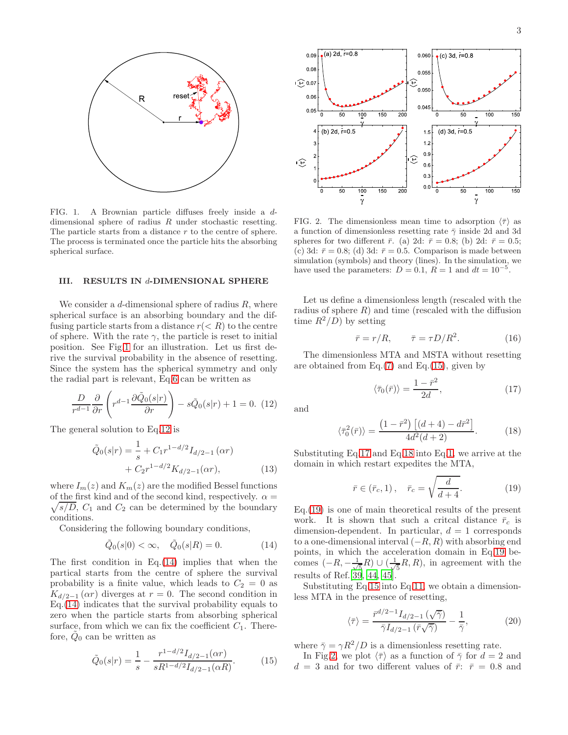FIG. 1. A Brownian particle diffuses freely inside a $d$-dimensional sphere of radius $R$ under stochastic resetting. The particle starts from a distance $r$ to the centre of sphere. The process is terminated once the particle hits the absorbing spherical surface.

## III. RESULTS IN $d$-DIMENSIONAL SPHERE

We consider a $d$-dimensional sphere of radius $R$, where spherical surface is an absorbing boundary and the diffusing particle starts from a distance $r(< R)$ to the centre of sphere. With the rate $\gamma$, the particle is reset to initial position. See Fig.1 for an illustration. Let us first derive the survival probability in the absence of resetting. Since the system has the spherical symmetry and only the radial part is relevant, Eq.6 can be written as

$$\frac{D}{r^{d-1}}\frac{\partial}{\partial r}\left(r^{d-1}\frac{\partial \tilde{Q}_0(s|r)}{\partial r}\right)-s\tilde{Q}_0(s|r)+1=0. \quad (12)$$

The general solution to Eq.12 is

$$\tilde{Q}_0(s|r)=\frac{1}{s}+C_1 r^{1-d/2}I_{d/2-1}(\alpha r) + C_2 r^{1-d/2}K_{d/2-1}(\alpha r), \quad (13)$$

where $I_m(z)$ and $K_m(z)$ are the modified Bessel functions of the first kind and of the second kind, respectively. $\alpha = \sqrt{s/D}$, $C_1$ and $C_2$ can be determined by the boundary conditions.

Considering the following boundary conditions,

$$\tilde{Q}_0(s|0)<\infty, \quad \tilde{Q}_0(s|R)=0. \quad (14)$$

The first condition in Eq.(14) implies that when the partical starts from the centre of sphere the survival probability is a finite value, which leads to $C_2 = 0$ as $K_{d/2-1}(\alpha r)$ diverges at $r = 0$. The second condition in Eq.(14) indicates that the survival probability equals to zero when the particle starts from absorbing spherical surface, from which we can fix the coefficient $C_1$. Therefore, $\tilde{Q}_0$ can be written as

$$\tilde{Q}_0(s|r)=\frac{1}{s}-\frac{r^{1-d/2}I_{d/2-1}(\alpha r)}{sR^{1-d/2}I_{d/2-1}(\alpha R)}. \quad (15)$$

FIG. 2. The dimensionless mean time to adsorption $\langle \bar{\tau} \rangle$ as a function of dimensionless resetting rate $\bar{\gamma}$ inside 2d and 3d spheres for two different $\bar{r}$. (a) 2d: $\bar{r} = 0.8$; (b) 2d: $\bar{r} = 0.5$; (c) 3d: $\bar{r} = 0.8$; (d) 3d: $\bar{r} = 0.5$. Comparison is made between simulation (symbols) and theory (lines). In the simulation, we have used the parameters: $D = 0.1$, $R = 1$ and $dt = 10^{-5}$.

Let us define a dimensionless length (rescaled with the radius of sphere $R$) and time (rescaled with the diffusion time $R^2/D$) by setting

$$\bar{r}=r/R, \qquad \bar{\tau}=\tau D/R^2. \quad (16)$$

The dimensionless MTA and MSTA without resetting are obtained from Eq.(7) and Eq.(15), given by

$$\langle \bar{\tau}_0(\bar{r})\rangle=\frac{1-\bar{r}^2}{2d}, \quad (17)$$

and

$$\langle \bar{\tau}_0^2(\bar{r})\rangle=\frac{\left(1-\bar{r}^2\right)\left[(d+4)-d\bar{r}^2\right]}{4d^2(d+2)}. \quad (18)$$

Substituting Eq.17 and Eq.18 into Eq.1, we arrive at the domain in which restart expedites the MTA,

$$\bar{r}\in(\bar{r}_c,1), \quad \bar{r}_c=\sqrt{\frac{d}{d+4}}. \quad (19)$$

Eq.(19) is one of main theoretical results of the present work. It is shown that such a critcal distance $\bar{r}_c$ is dimension-dependent. In particular, $d = 1$ corresponds to a one-dimensional interval $(-R, R)$ with absorbing end points, in which the acceleration domain in Eq.19 becomes $(-R, -\frac{1}{\sqrt{5}}R) \cup (\frac{1}{\sqrt{5}}R, R)$, in agreement with the results of Ref.[39, 44, 45].

Substituting Eq.15 into Eq.11, we obtain a dimensionless MTA in the presence of resetting,

$$\langle \bar{\tau}\rangle=\frac{\bar{r}^{d/2-1}I_{d/2-1}\left(\sqrt{\bar{\gamma}}\right)}{\bar{\gamma}I_{d/2-1}\left(\bar{r}\sqrt{\bar{\gamma}}\right)}-\frac{1}{\bar{\gamma}}, \quad (20)$$

where $\bar{\gamma} = \gamma R^2/D$ is a dimensionless resetting rate.

In Fig.2, we plot $\langle \bar{\tau} \rangle$ as a function of $\bar{\gamma}$ for $d = 2$ and $d = 3$ and for two different values of $\bar{r}$: $\bar{r} = 0.8$ and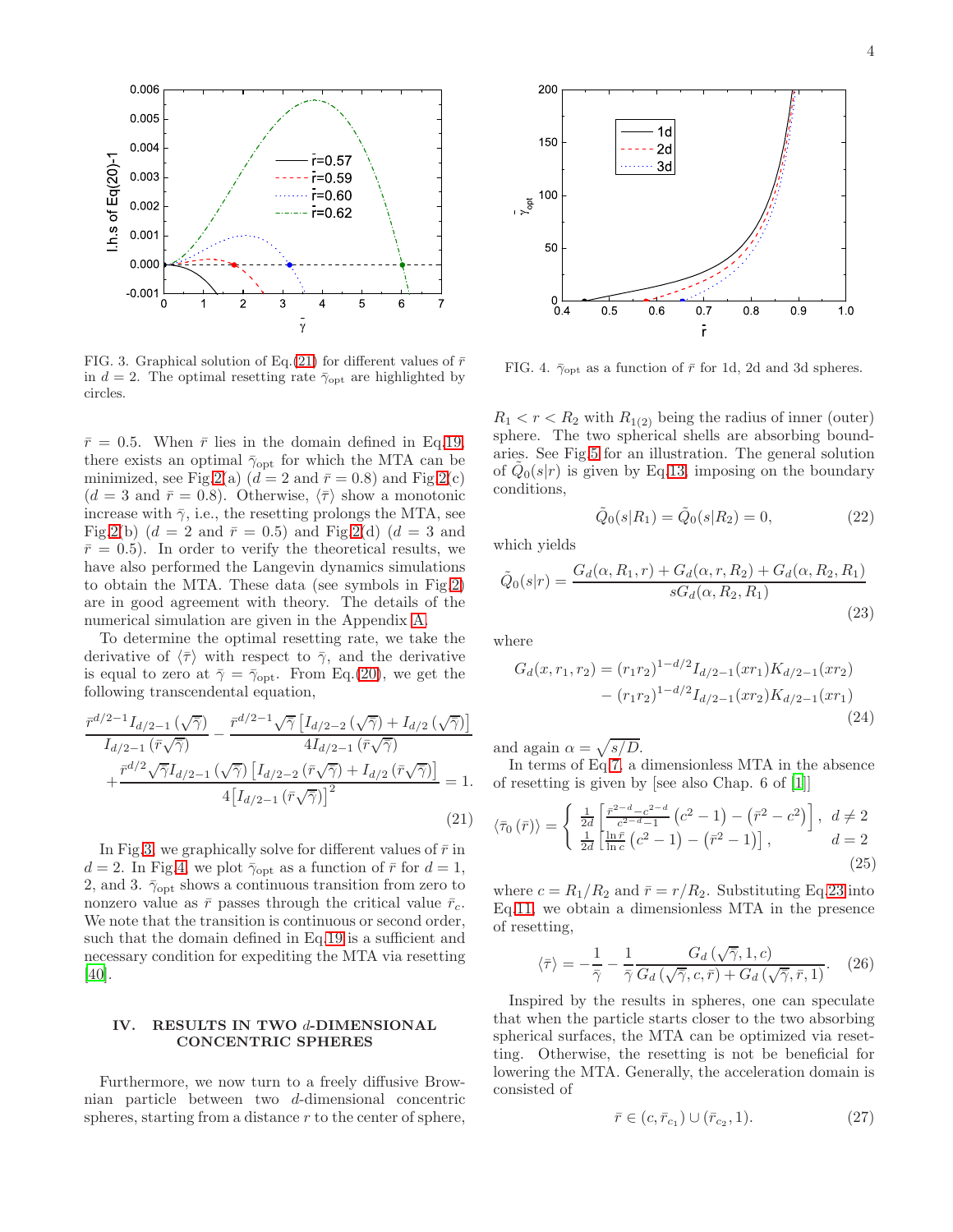FIG. 3. Graphical solution of Eq.(21) for different values of $\bar{r}$ in $d=2$. The optimal resetting rate $\bar{\gamma}_{\rm opt}$ are highlighted by circles.

FIG. 4. $\bar{\gamma}_{\rm opt}$ as a function of $\bar{r}$ for 1d, 2d and 3d spheres.

$\bar{r}=0.5$. When $\bar{r}$ lies in the domain defined in Eq.19, there exists an optimal $\bar{\gamma}_{\rm opt}$ for which the MTA can be minimized, see Fig.2(a) ($d=2$ and $\bar{r}=0.8$) and Fig.2(c) ($d=3$ and $\bar{r}=0.8$). Otherwise, $\langle \bar{\tau} \rangle$ show a monotonic increase with $\bar{\gamma}$, i.e., the resetting prolongs the MTA, see Fig.2(b) ($d=2$ and $\bar{r}=0.5$) and Fig.2(d) ($d=3$ and $\bar{r}=0.5$). In order to verify the theoretical results, we have also performed the Langevin dynamics simulations to obtain the MTA. These data (see symbols in Fig.2) are in good agreement with theory. The details of the numerical simulation are given in the Appendix A.

To determine the optimal resetting rate, we take the derivative of $\langle \bar{\tau} \rangle$ with respect to $\bar{\gamma}$, and the derivative is equal to zero at $\bar{\gamma}=\bar{\gamma}_{\rm opt}$. From Eq.(20), we get the following transcendental equation,

$$
\frac{\bar{r}^{d/2-1} I_{d/2-1}\left(\sqrt{\bar{\gamma}}\right)}{I_{d/2-1}\left(\bar{r}\sqrt{\bar{\gamma}}\right)} - \frac{\bar{r}^{d/2-1}\sqrt{\bar{\gamma}}\left[I_{d/2-2}\left(\sqrt{\bar{\gamma}}\right)+I_{d/2}\left(\sqrt{\bar{\gamma}}\right)\right]}{4 I_{d/2-1}\left(\bar{r}\sqrt{\bar{\gamma}}\right)} + \frac{\bar{r}^{d/2}\sqrt{\bar{\gamma}} I_{d/2-1}\left(\sqrt{\bar{\gamma}}\right)\left[I_{d/2-2}\left(\bar{r}\sqrt{\bar{\gamma}}\right)+I_{d/2}\left(\bar{r}\sqrt{\bar{\gamma}}\right)\right]}{4\left[I_{d/2-1}\left(\bar{r}\sqrt{\bar{\gamma}}\right)\right]^2} = 1. \tag{21}
$$

In Fig.3, we graphically solve for different values of $\bar{r}$ in $d=2$. In Fig.4, we plot $\bar{\gamma}_{\rm opt}$ as a function of $\bar{r}$ for $d=1$, 2, and 3. $\bar{\gamma}_{\rm opt}$ shows a continuous transition from zero to nonzero value as $\bar{r}$ passes through the critical value $\bar{r}_c$. We note that the transition is continuous or second order, such that the domain defined in Eq.19 is a sufficient and necessary condition for expediting the MTA via resetting [40].

## IV. RESULTS IN TWO $d$-DIMENSIONAL CONCENTRIC SPHERES

Furthermore, we now turn to a freely diffusive Brownian particle between two $d$-dimensional concentric spheres, starting from a distance $r$ to the center of sphere, $R_1 < r < R_2$ with $R_{1(2)}$ being the radius of inner (outer) sphere. The two spherical shells are absorbing boundaries. See Fig.5 for an illustration. The general solution of $\tilde{Q}_0(s|r)$ is given by Eq.13, imposing on the boundary conditions,

$$
\tilde{Q}_0(s|R_1) = \tilde{Q}_0(s|R_2) = 0, \tag{22}
$$

which yields

$$
\tilde{Q}_0(s|r) = \frac{G_d(\alpha, R_1, r) + G_d(\alpha, r, R_2) + G_d(\alpha, R_2, R_1)}{s G_d(\alpha, R_2, R_1)} \tag{23}
$$

where

$$
\begin{aligned}
G_d(x, r_1, r_2) = {} & (r_1 r_2)^{1-d/2} I_{d/2-1}(x r_1) K_{d/2-1}(x r_2) \\
& - (r_1 r_2)^{1-d/2} I_{d/2-1}(x r_2) K_{d/2-1}(x r_1)
\end{aligned} \tag{24}
$$

and again $\alpha = \sqrt{s/D}$.

In terms of Eq.7, a dimensionless MTA in the absence of resetting is given by [see also Chap. 6 of [1]]

$$
\langle \bar{\tau}_0(\bar{r}) \rangle = \begin{cases} \frac{1}{2d}\left[\frac{\bar{r}^{2-d} - c^{2-d}}{c^{2-d}-1}\left(c^2-1\right) - \left(\bar{r}^2 - c^2\right)\right], & d \neq 2 \\ \frac{1}{2d}\left[\frac{\ln \bar{r}}{\ln c}\left(c^2-1\right) - \left(\bar{r}^2 - 1\right)\right], & d = 2 \end{cases} \tag{25}
$$

where $c = R_1/R_2$ and $\bar{r} = r/R_2$. Substituting Eq.23 into Eq.11, we obtain a dimensionless MTA in the presence of resetting,

$$
\langle \bar{\tau} \rangle = -\frac{1}{\bar{\gamma}} - \frac{1}{\bar{\gamma}} \frac{G_d\left(\sqrt{\bar{\gamma}}, 1, c\right)}{G_d\left(\sqrt{\bar{\gamma}}, c, \bar{r}\right) + G_d\left(\sqrt{\bar{\gamma}}, \bar{r}, 1\right)}. \tag{26}
$$

Inspired by the results in spheres, one can speculate that when the particle starts closer to the two absorbing spherical surfaces, the MTA can be optimized via resetting. Otherwise, the resetting is not be beneficial for lowering the MTA. Generally, the acceleration domain is consisted of

$$
\bar{r} \in (c, \bar{r}_{c_1}) \cup (\bar{r}_{c_2}, 1). \tag{27}
$$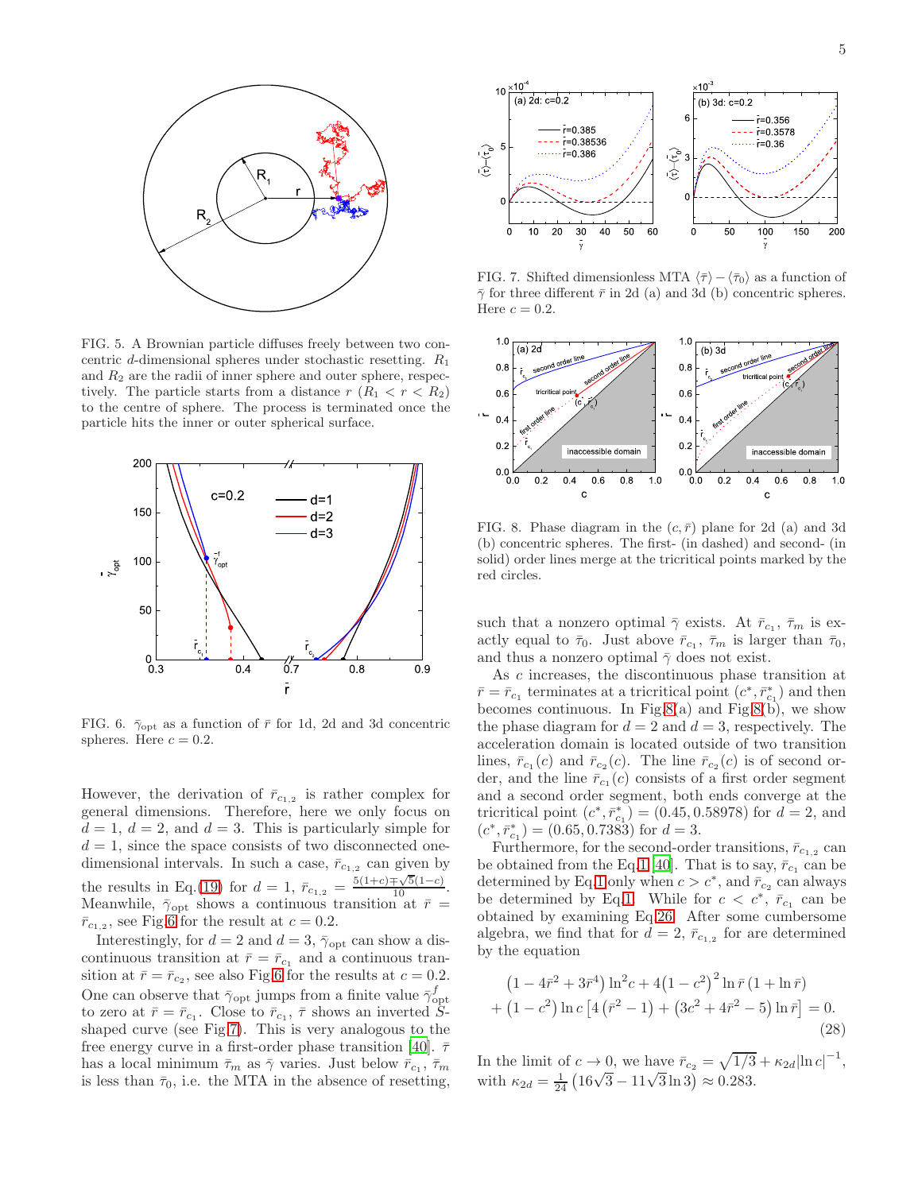FIG. 5. A Brownian particle diffuses freely between two concentric $d$-dimensional spheres under stochastic resetting. $R_1$ and $R_2$ are the radii of inner sphere and outer sphere, respectively. The particle starts from a distance $r$ ($R_1 < r < R_2$) to the centre of sphere. The process is terminated once the particle hits the inner or outer spherical surface.

FIG. 6. $\bar{\gamma}_{\rm opt}$ as a function of $\bar{r}$ for 1d, 2d and 3d concentric spheres. Here $c = 0.2$.

However, the derivation of $\bar{r}_{c_{1,2}}$ is rather complex for general dimensions. Therefore, here we only focus on $d = 1$, $d = 2$, and $d = 3$. This is particularly simple for $d = 1$, since the space consists of two disconnected one-dimensional intervals. In such a case, $\bar{r}_{c_{1,2}}$ can given by the results in Eq.(19) for $d = 1$, $\bar{r}_{c_{1,2}} = \frac{5(1+c)\mp\sqrt{5}(1-c)}{10}$. Meanwhile, $\bar{\gamma}_{\rm opt}$ shows a continuous transition at $\bar{r} = \bar{r}_{c_{1,2}}$, see Fig.6 for the result at $c = 0.2$.

Interestingly, for $d = 2$ and $d = 3$, $\bar{\gamma}_{\rm opt}$ can show a discontinuous transition at $\bar{r} = \bar{r}_{c_1}$ and a continuous transition at $\bar{r} = \bar{r}_{c_2}$, see also Fig.6 for the results at $c = 0.2$. One can observe that $\bar{\gamma}_{\rm opt}$ jumps from a finite value $\bar{\gamma}_{\rm opt}^{f}$ to zero at $\bar{r} = \bar{r}_{c_1}$. Close to $\bar{r}_{c_1}$, $\bar{\tau}$ shows an inverted $S$-shaped curve (see Fig.7). This is very analogous to the free energy curve in a first-order phase transition [40]. $\bar{\tau}$ has a local minimum $\bar{\tau}_m$ as $\bar{\gamma}$ varies. Just below $\bar{r}_{c_1}$, $\bar{\tau}_m$ is less than $\bar{\tau}_0$, i.e. the MTA in the absence of resetting, such that a nonzero optimal $\bar{\gamma}$ exists. At $\bar{r}_{c_1}$, $\bar{\tau}_m$ is exactly equal to $\bar{\tau}_0$. Just above $\bar{r}_{c_1}$, $\bar{\tau}_m$ is larger than $\bar{\tau}_0$, and thus a nonzero optimal $\bar{\gamma}$ does not exist.

FIG. 7. Shifted dimensionless MTA $\langle\bar{\tau}\rangle - \langle\bar{\tau}_0\rangle$ as a function of $\bar{\gamma}$ for three different $\bar{r}$ in 2d (a) and 3d (b) concentric spheres. Here $c = 0.2$.

FIG. 8. Phase diagram in the $(c, \bar{r})$ plane for 2d (a) and 3d (b) concentric spheres. The first- (in dashed) and second- (in solid) order lines merge at the tricritical points marked by the red circles.

As $c$ increases, the discontinuous phase transition at $\bar{r} = \bar{r}_{c_1}$ terminates at a tricritical point $(c^*, \bar{r}^*_{c_1})$ and then becomes continuous. In Fig.8(a) and Fig.8(b), we show the phase diagram for $d = 2$ and $d = 3$, respectively. The acceleration domain is located outside of two transition lines, $\bar{r}_{c_1}(c)$ and $\bar{r}_{c_2}(c)$. The line $\bar{r}_{c_2}(c)$ is of second order, and the line $\bar{r}_{c_1}(c)$ consists of a first order segment and a second order segment, both ends converge at the tricritical point $(c^*, \bar{r}^*_{c_1}) = (0.45, 0.58978)$ for $d = 2$, and $(c^*, \bar{r}^*_{c_1}) = (0.65, 0.7383)$ for $d = 3$.

Furthermore, for the second-order transitions, $\bar{r}_{c_{1,2}}$ can be obtained from the Eq.1 [40]. That is to say, $\bar{r}_{c_1}$ can be determined by Eq.1 only when $c > c^*$, and $\bar{r}_{c_2}$ can always be determined by Eq.1. While for $c < c^*$, $\bar{r}_{c_1}$ can be obtained by examining Eq.26. After some cumbersome algebra, we find that for $d = 2$, $\bar{r}_{c_{1,2}}$ for are determined by the equation

$$\left(1-4\bar{r}^2+3\bar{r}^4\right)\ln^2 c + 4\left(1-c^2\right)^2 \ln\bar{r}\left(1+\ln\bar{r}\right) + \left(1-c^2\right)\ln c\left[4\left(\bar{r}^2-1\right)+\left(3c^2+4\bar{r}^2-5\right)\ln\bar{r}\right] = 0. \tag{28}$$

In the limit of $c \to 0$, we have $\bar{r}_{c_2} = \sqrt{1/3} + \kappa_{2d}|\ln c|^{-1}$, with $\kappa_{2d} = \frac{1}{24}\left(16\sqrt{3} - 11\sqrt{3}\ln 3\right) \approx 0.283$.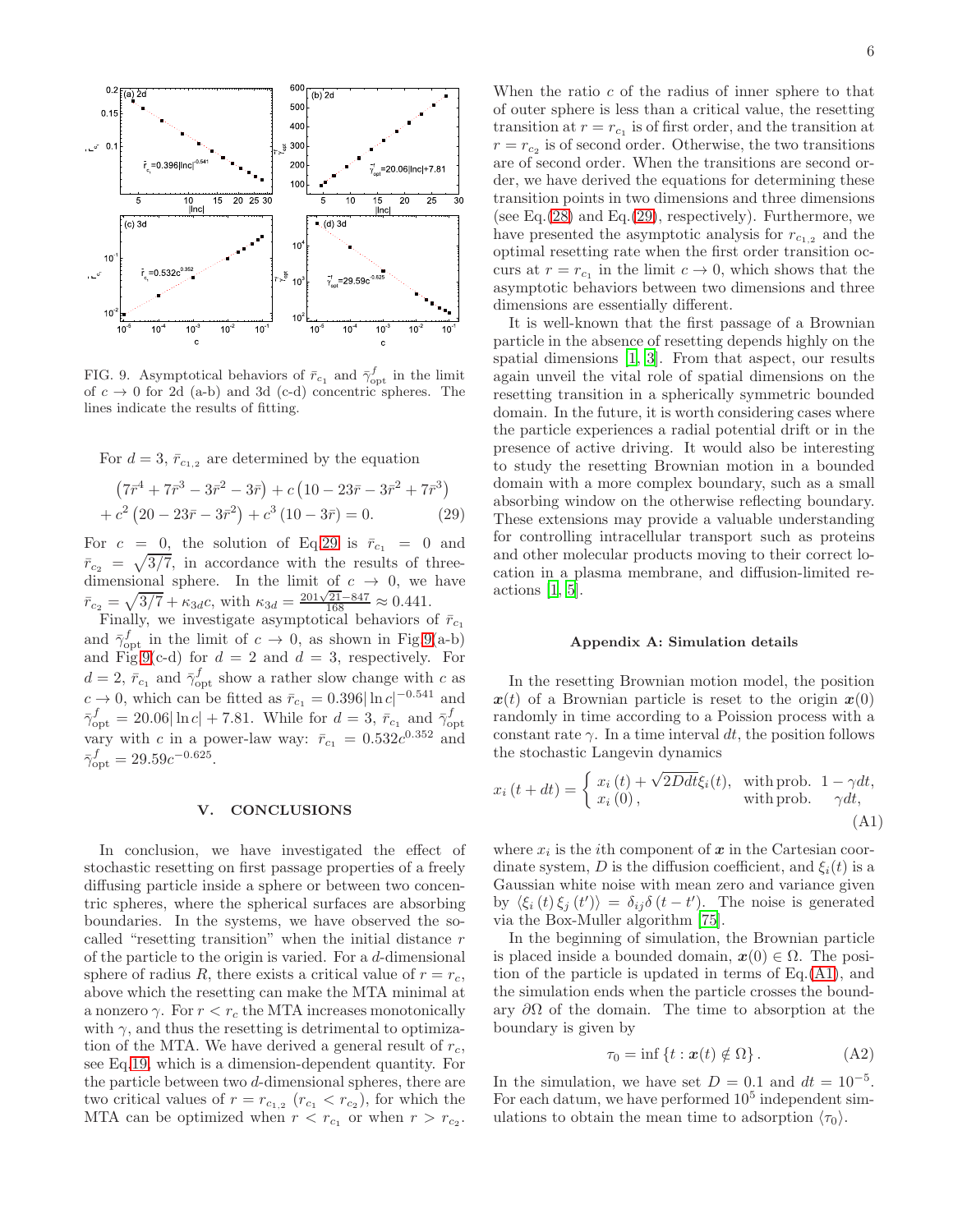FIG. 9. Asymptotical behaviors of $\bar{r}_{c_1}$ and $\bar{\gamma}^{f}_{\rm opt}$ in the limit of $c \to 0$ for 2d (a-b) and 3d (c-d) concentric spheres. The lines indicate the results of fitting.

For $d = 3$, $\bar{r}_{c_{1,2}}$ are determined by the equation

$$\left(7\bar{r}^4 + 7\bar{r}^3 - 3\bar{r}^2 - 3\bar{r}\right) + c\left(10 - 23\bar{r} - 3\bar{r}^2 + 7\bar{r}^3\right) + c^2\left(20 - 23\bar{r} - 3\bar{r}^2\right) + c^3\left(10 - 3\bar{r}\right) = 0. \tag{29}$$

For $c = 0$, the solution of Eq.29 is $\bar{r}_{c_1} = 0$ and $\bar{r}_{c_2} = \sqrt{3/7}$, in accordance with the results of three-dimensional sphere. In the limit of $c \to 0$, we have $\bar{r}_{c_2} = \sqrt{3/7} + \kappa_{3d} c$, with $\kappa_{3d} = \frac{201\sqrt{21}-847}{168} \approx 0.441$.

Finally, we investigate asymptotical behaviors of $\bar{r}_{c_1}$ and $\bar{\gamma}^{f}_{\rm opt}$ in the limit of $c \to 0$, as shown in Fig.9(a-b) and Fig.9(c-d) for $d = 2$ and $d = 3$, respectively. For $d = 2$, $\bar{r}_{c_1}$ and $\bar{\gamma}^{f}_{\rm opt}$ show a rather slow change with $c$ as $c \to 0$, which can be fitted as $\bar{r}_{c_1} = 0.396|\ln c|^{-0.541}$ and $\bar{\gamma}^{f}_{\rm opt} = 20.06|\ln c| + 7.81$. While for $d = 3$, $\bar{r}_{c_1}$ and $\bar{\gamma}^{f}_{\rm opt}$ vary with $c$ in a power-law way: $\bar{r}_{c_1} = 0.532c^{0.352}$ and $\bar{\gamma}^{f}_{\rm opt} = 29.59c^{-0.625}$.

## V. CONCLUSIONS

In conclusion, we have investigated the effect of stochastic resetting on first passage properties of a freely diffusing particle inside a sphere or between two concentric spheres, where the spherical surfaces are absorbing boundaries. In the systems, we have observed the so-called "resetting transition" when the initial distance $r$ of the particle to the origin is varied. For a $d$-dimensional sphere of radius $R$, there exists a critical value of $r = r_c$, above which the resetting can make the MTA minimal at a nonzero $\gamma$. For $r < r_c$ the MTA increases monotonically with $\gamma$, and thus the resetting is detrimental to optimization of the MTA. We have derived a general result of $r_c$, see Eq.19, which is a dimension-dependent quantity. For the particle between two $d$-dimensional spheres, there are two critical values of $r = r_{c_{1,2}}$ ($r_{c_1} < r_{c_2}$), for which the MTA can be optimized when $r < r_{c_1}$ or when $r > r_{c_2}$. When the ratio $c$ of the radius of inner sphere to that of outer sphere is less than a critical value, the resetting transition at $r = r_{c_1}$ is of first order, and the transition at $r = r_{c_2}$ is of second order. Otherwise, the two transitions are of second order. When the transitions are second order, we have derived the equations for determining these transition points in two dimensions and three dimensions (see Eq.(28) and Eq.(29), respectively). Furthermore, we have presented the asymptotic analysis for $r_{c_{1,2}}$ and the optimal resetting rate when the first order transition occurs at $r = r_{c_1}$ in the limit $c \to 0$, which shows that the asymptotic behaviors between two dimensions and three dimensions are essentially different.

It is well-known that the first passage of a Brownian particle in the absence of resetting depends highly on the spatial dimensions [1, 3]. From that aspect, our results again unveil the vital role of spatial dimensions on the resetting transition in a spherically symmetric bounded domain. In the future, it is worth considering cases where the particle experiences a radial potential drift or in the presence of active driving. It would also be interesting to study the resetting Brownian motion in a bounded domain with a more complex boundary, such as a small absorbing window on the otherwise reflecting boundary. These extensions may provide a valuable understanding for controlling intracellular transport such as proteins and other molecular products moving to their correct location in a plasma membrane, and diffusion-limited reactions [1, 5].

### Appendix A: Simulation details

In the resetting Brownian motion model, the position $\boldsymbol{x}(t)$ of a Brownian particle is reset to the origin $\boldsymbol{x}(0)$ randomly in time according to a Poisson process with a constant rate $\gamma$. In a time interval $dt$, the position follows the stochastic Langevin dynamics

$$x_i\left(t+dt\right) = \begin{cases} x_i\left(t\right) + \sqrt{2Ddt}\xi_i(t), & \text{with prob. } 1-\gamma dt, \\ x_i\left(0\right), & \text{with prob. } \gamma dt, \end{cases} \tag{A1}$$

where $x_i$ is the $i$th component of $\boldsymbol{x}$ in the Cartesian coordinate system, $D$ is the diffusion coefficient, and $\xi_i(t)$ is a Gaussian white noise with mean zero and variance given by $\langle \xi_i\left(t\right) \xi_j\left(t'\right) \rangle = \delta_{ij}\delta\left(t-t'\right)$. The noise is generated via the Box-Muller algorithm [75].

In the beginning of simulation, the Brownian particle is placed inside a bounded domain, $\boldsymbol{x}(0) \in \Omega$. The position of the particle is updated in terms of Eq.(A1), and the simulation ends when the particle crosses the boundary $\partial\Omega$ of the domain. The time to absorption at the boundary is given by

$$\tau_0 = \inf\left\{t : \boldsymbol{x}(t) \notin \Omega\right\}. \tag{A2}$$

In the simulation, we have set $D = 0.1$ and $dt = 10^{-5}$. For each datum, we have performed $10^5$ independent simulations to obtain the mean time to adsorption $\langle \tau_0 \rangle$.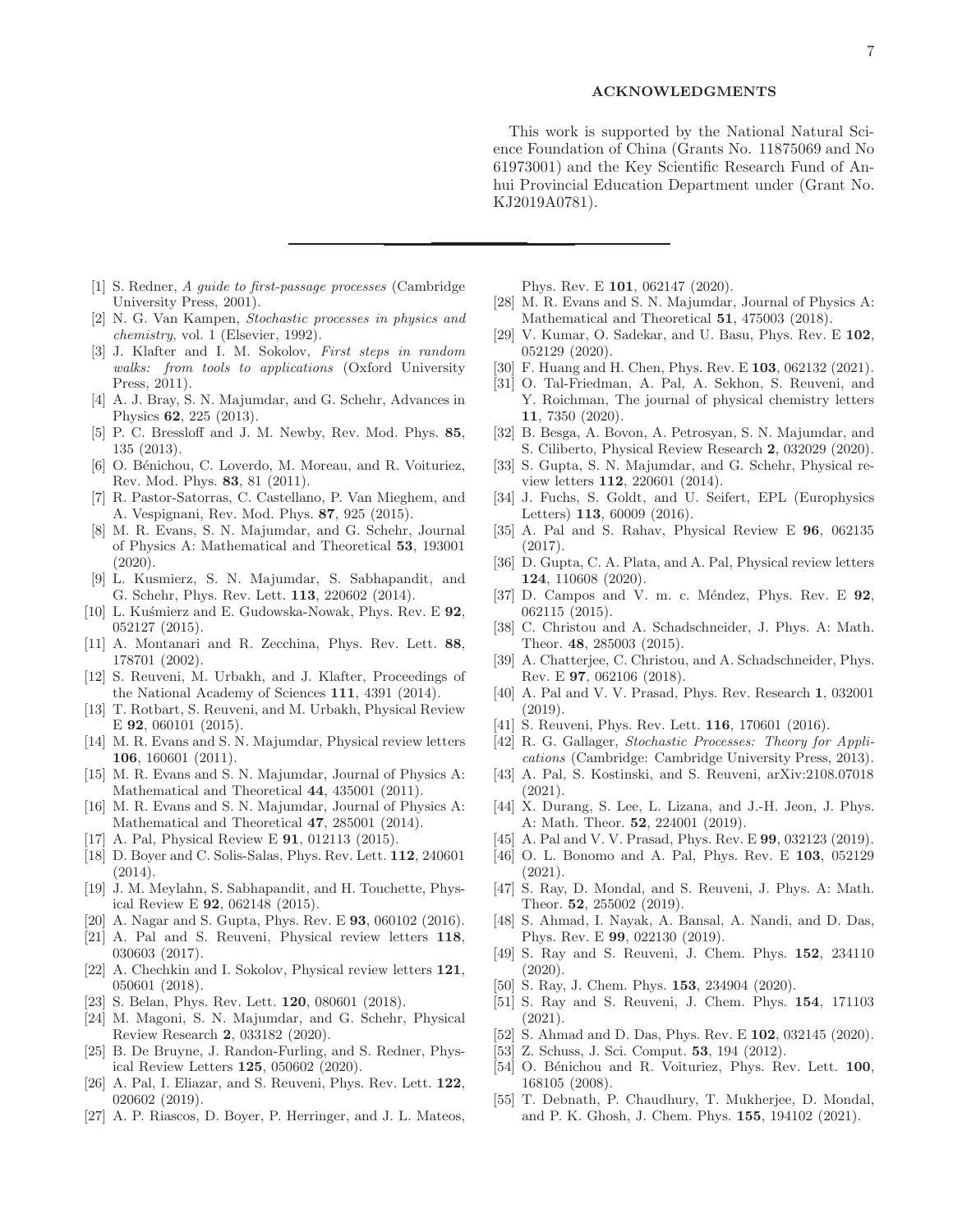## ACKNOWLEDGMENTS

This work is supported by the National Natural Science Foundation of China (Grants No. 11875069 and No 61973001) and the Key Scientific Research Fund of Anhui Provincial Education Department under (Grant No. KJ2019A0781).

---

[1] S. Redner, *A guide to first-passage processes* (Cambridge University Press, 2001).

[2] N. G. Van Kampen, *Stochastic processes in physics and chemistry*, vol. 1 (Elsevier, 1992).

[3] J. Klafter and I. M. Sokolov, *First steps in random walks: from tools to applications* (Oxford University Press, 2011).

[4] A. J. Bray, S. N. Majumdar, and G. Schehr, Advances in Physics **62**, 225 (2013).

[5] P. C. Bressloff and J. M. Newby, Rev. Mod. Phys. **85**, 135 (2013).

[6] O. Bénichou, C. Loverdo, M. Moreau, and R. Voituriez, Rev. Mod. Phys. **83**, 81 (2011).

[7] R. Pastor-Satorras, C. Castellano, P. Van Mieghem, and A. Vespignani, Rev. Mod. Phys. **87**, 925 (2015).

[8] M. R. Evans, S. N. Majumdar, and G. Schehr, Journal of Physics A: Mathematical and Theoretical **53**, 193001 (2020).

[9] L. Kusmierz, S. N. Majumdar, S. Sabhapandit, and G. Schehr, Phys. Rev. Lett. **113**, 220602 (2014).

[10] L. Kuśmierz and E. Gudowska-Nowak, Phys. Rev. E **92**, 052127 (2015).

[11] A. Montanari and R. Zecchina, Phys. Rev. Lett. **88**, 178701 (2002).

[12] S. Reuveni, M. Urbakh, and J. Klafter, Proceedings of the National Academy of Sciences **111**, 4391 (2014).

[13] T. Rotbart, S. Reuveni, and M. Urbakh, Physical Review E **92**, 060101 (2015).

[14] M. R. Evans and S. N. Majumdar, Physical review letters **106**, 160601 (2011).

[15] M. R. Evans and S. N. Majumdar, Journal of Physics A: Mathematical and Theoretical **44**, 435001 (2011).

[16] M. R. Evans and S. N. Majumdar, Journal of Physics A: Mathematical and Theoretical **47**, 285001 (2014).

[17] A. Pal, Physical Review E **91**, 012113 (2015).

[18] D. Boyer and C. Solis-Salas, Phys. Rev. Lett. **112**, 240601 (2014).

[19] J. M. Meylahn, S. Sabhapandit, and H. Touchette, Physical Review E **92**, 062148 (2015).

[20] A. Nagar and S. Gupta, Phys. Rev. E **93**, 060102 (2016).

[21] A. Pal and S. Reuveni, Physical review letters **118**, 030603 (2017).

[22] A. Chechkin and I. Sokolov, Physical review letters **121**, 050601 (2018).

[23] S. Belan, Phys. Rev. Lett. **120**, 080601 (2018).

[24] M. Magoni, S. N. Majumdar, and G. Schehr, Physical Review Research **2**, 033182 (2020).

[25] B. De Bruyne, J. Randon-Furling, and S. Redner, Physical Review Letters **125**, 050602 (2020).

[26] A. Pal, I. Eliazar, and S. Reuveni, Phys. Rev. Lett. **122**, 020602 (2019).

[27] A. P. Riascos, D. Boyer, P. Herringer, and J. L. Mateos, Phys. Rev. E **101**, 062147 (2020).

[28] M. R. Evans and S. N. Majumdar, Journal of Physics A: Mathematical and Theoretical **51**, 475003 (2018).

[29] V. Kumar, O. Sadekar, and U. Basu, Phys. Rev. E **102**, 052129 (2020).

[30] F. Huang and H. Chen, Phys. Rev. E **103**, 062132 (2021).

[31] O. Tal-Friedman, A. Pal, A. Sekhon, S. Reuveni, and Y. Roichman, The journal of physical chemistry letters **11**, 7350 (2020).

[32] B. Besga, A. Bovon, A. Petrosyan, S. N. Majumdar, and S. Ciliberto, Physical Review Research **2**, 032029 (2020).

[33] S. Gupta, S. N. Majumdar, and G. Schehr, Physical review letters **112**, 220601 (2014).

[34] J. Fuchs, S. Goldt, and U. Seifert, EPL (Europhysics Letters) **113**, 60009 (2016).

[35] A. Pal and S. Rahav, Physical Review E **96**, 062135 (2017).

[36] D. Gupta, C. A. Plata, and A. Pal, Physical review letters **124**, 110608 (2020).

[37] D. Campos and V. m. c. Méndez, Phys. Rev. E **92**, 062115 (2015).

[38] C. Christou and A. Schadschneider, J. Phys. A: Math. Theor. **48**, 285003 (2015).

[39] A. Chatterjee, C. Christou, and A. Schadschneider, Phys. Rev. E **97**, 062106 (2018).

[40] A. Pal and V. V. Prasad, Phys. Rev. Research **1**, 032001 (2019).

[41] S. Reuveni, Phys. Rev. Lett. **116**, 170601 (2016).

[42] R. G. Gallager, *Stochastic Processes: Theory for Applications* (Cambridge: Cambridge University Press, 2013).

[43] A. Pal, S. Kostinski, and S. Reuveni, arXiv:2108.07018 (2021).

[44] X. Durang, S. Lee, L. Lizana, and J.-H. Jeon, J. Phys. A: Math. Theor. **52**, 224001 (2019).

[45] A. Pal and V. V. Prasad, Phys. Rev. E **99**, 032123 (2019).

[46] O. L. Bonomo and A. Pal, Phys. Rev. E **103**, 052129 (2021).

[47] S. Ray, D. Mondal, and S. Reuveni, J. Phys. A: Math. Theor. **52**, 255002 (2019).

[48] S. Ahmad, I. Nayak, A. Bansal, A. Nandi, and D. Das, Phys. Rev. E **99**, 022130 (2019).

[49] S. Ray and S. Reuveni, J. Chem. Phys. **152**, 234110 (2020).

[50] S. Ray, J. Chem. Phys. **153**, 234904 (2020).

[51] S. Ray and S. Reuveni, J. Chem. Phys. **154**, 171103 (2021).

[52] S. Ahmad and D. Das, Phys. Rev. E **102**, 032145 (2020).

[53] Z. Schuss, J. Sci. Comput. **53**, 194 (2012).

[54] O. Bénichou and R. Voituriez, Phys. Rev. Lett. **100**, 168105 (2008).

[55] T. Debnath, P. Chaudhury, T. Mukherjee, D. Mondal, and P. K. Ghosh, J. Chem. Phys. **155**, 194102 (2021).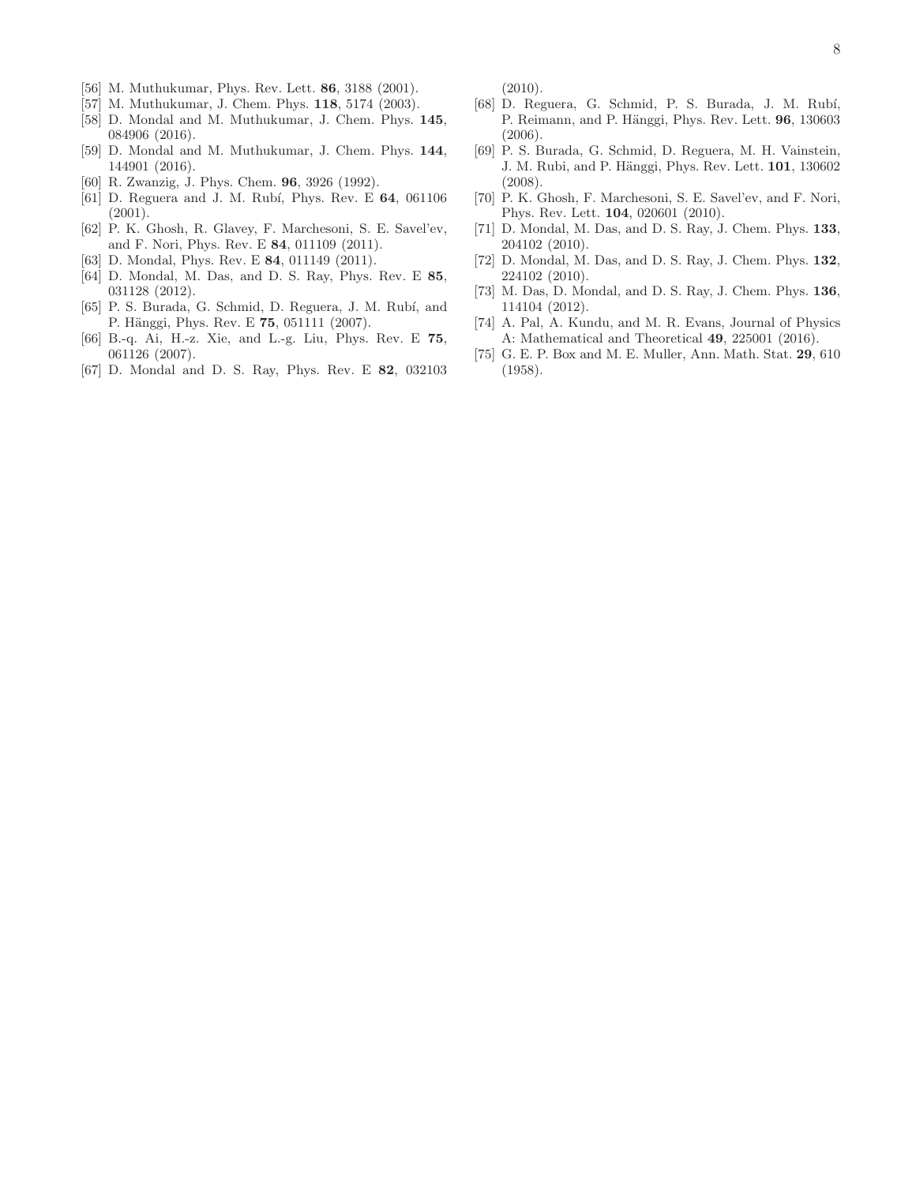[56] M. Muthukumar, Phys. Rev. Lett. **86**, 3188 (2001).

[57] M. Muthukumar, J. Chem. Phys. **118**, 5174 (2003).

[58] D. Mondal and M. Muthukumar, J. Chem. Phys. **145**, 084906 (2016).

[59] D. Mondal and M. Muthukumar, J. Chem. Phys. **144**, 144901 (2016).

[60] R. Zwanzig, J. Phys. Chem. **96**, 3926 (1992).

[61] D. Reguera and J. M. Rubí, Phys. Rev. E **64**, 061106 (2001).

[62] P. K. Ghosh, R. Glavey, F. Marchesoni, S. E. Savel'ev, and F. Nori, Phys. Rev. E **84**, 011109 (2011).

[63] D. Mondal, Phys. Rev. E **84**, 011149 (2011).

[64] D. Mondal, M. Das, and D. S. Ray, Phys. Rev. E **85**, 031128 (2012).

[65] P. S. Burada, G. Schmid, D. Reguera, J. M. Rubí, and P. Hänggi, Phys. Rev. E **75**, 051111 (2007).

[66] B.-q. Ai, H.-z. Xie, and L.-g. Liu, Phys. Rev. E **75**, 061126 (2007).

[67] D. Mondal and D. S. Ray, Phys. Rev. E **82**, 032103 (2010).

[68] D. Reguera, G. Schmid, P. S. Burada, J. M. Rubí, P. Reimann, and P. Hänggi, Phys. Rev. Lett. **96**, 130603 (2006).

[69] P. S. Burada, G. Schmid, D. Reguera, M. H. Vainstein, J. M. Rubi, and P. Hänggi, Phys. Rev. Lett. **101**, 130602 (2008).

[70] P. K. Ghosh, F. Marchesoni, S. E. Savel'ev, and F. Nori, Phys. Rev. Lett. **104**, 020601 (2010).

[71] D. Mondal, M. Das, and D. S. Ray, J. Chem. Phys. **133**, 204102 (2010).

[72] D. Mondal, M. Das, and D. S. Ray, J. Chem. Phys. **132**, 224102 (2010).

[73] M. Das, D. Mondal, and D. S. Ray, J. Chem. Phys. **136**, 114104 (2012).

[74] A. Pal, A. Kundu, and M. R. Evans, Journal of Physics A: Mathematical and Theoretical **49**, 225001 (2016).

[75] G. E. P. Box and M. E. Muller, Ann. Math. Stat. **29**, 610 (1958).